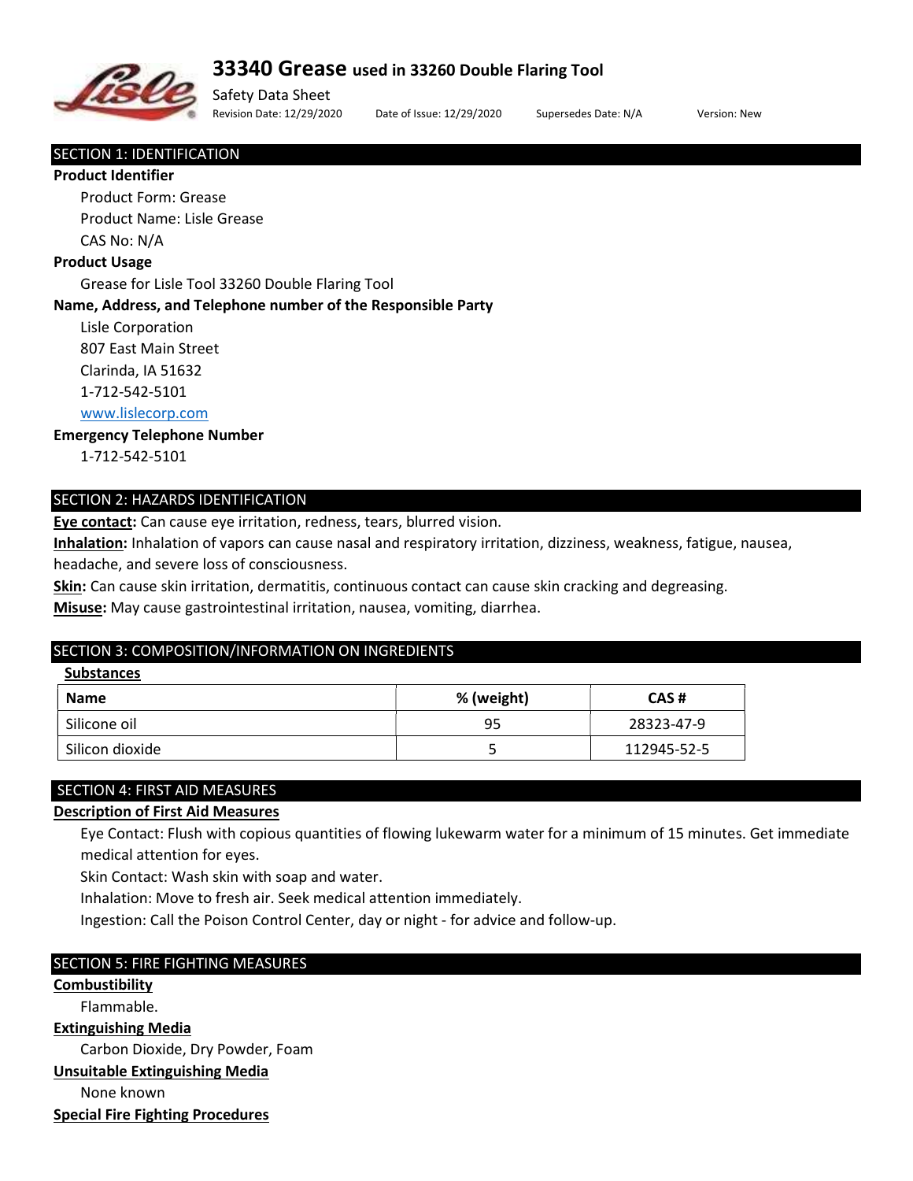# 33340 Grease used in 33260 Double Flaring Tool

Safety Data Sheet

Revision Date: 12/29/2020 Date of Issue: 12/29/2020 Supersedes Date: N/A Version: New

## SECTION 1: IDENTIFICATION

**Product Identifier**

Product Form: Grease

Product Name: Lisle Grease

CAS No: N/A

**Product Usage**

Grease for Lisle Tool 33260 Double Flaring Tool

**Name, Address, and Telephone number of the Responsible Party**

Lisle Corporation

807 East Main Street

Clarinda, IA 51632

1-712-542-5101

www.lislecorp.com

**Emergency Telephone Number**

1-712-542-5101

## SECTION 2: HAZARDS IDENTIFICATION

**Eye contact:** Can cause eye irritation, redness, tears, blurred vision.

**Inhalation:** Inhalation of vapors can cause nasal and respiratory irritation, dizziness, weakness, fatigue, nausea, headache, and severe loss of consciousness.

**Skin:** Can cause skin irritation, dermatitis, continuous contact can cause skin cracking and degreasing.

**Misuse:** May cause gastrointestinal irritation, nausea, vomiting, diarrhea.

## SECTION 3: COMPOSITION/INFORMATION ON INGREDIENTS

**Substances**

| Name | % (weight) | CAS # |
|---|---|---|
| Silicone oil | 95 | 28323-47-9 |
| Silicon dioxide | 5 | 112945-52-5 |

## SECTION 4: FIRST AID MEASURES

**Description of First Aid Measures**

Eye Contact: Flush with copious quantities of flowing lukewarm water for a minimum of 15 minutes. Get immediate medical attention for eyes.

Skin Contact: Wash skin with soap and water.

Inhalation: Move to fresh air. Seek medical attention immediately.

Ingestion: Call the Poison Control Center, day or night - for advice and follow-up.

## SECTION 5: FIRE FIGHTING MEASURES

**Combustibility**

Flammable.

**Extinguishing Media**

Carbon Dioxide, Dry Powder, Foam

**Unsuitable Extinguishing Media**

None known

**Special Fire Fighting Procedures**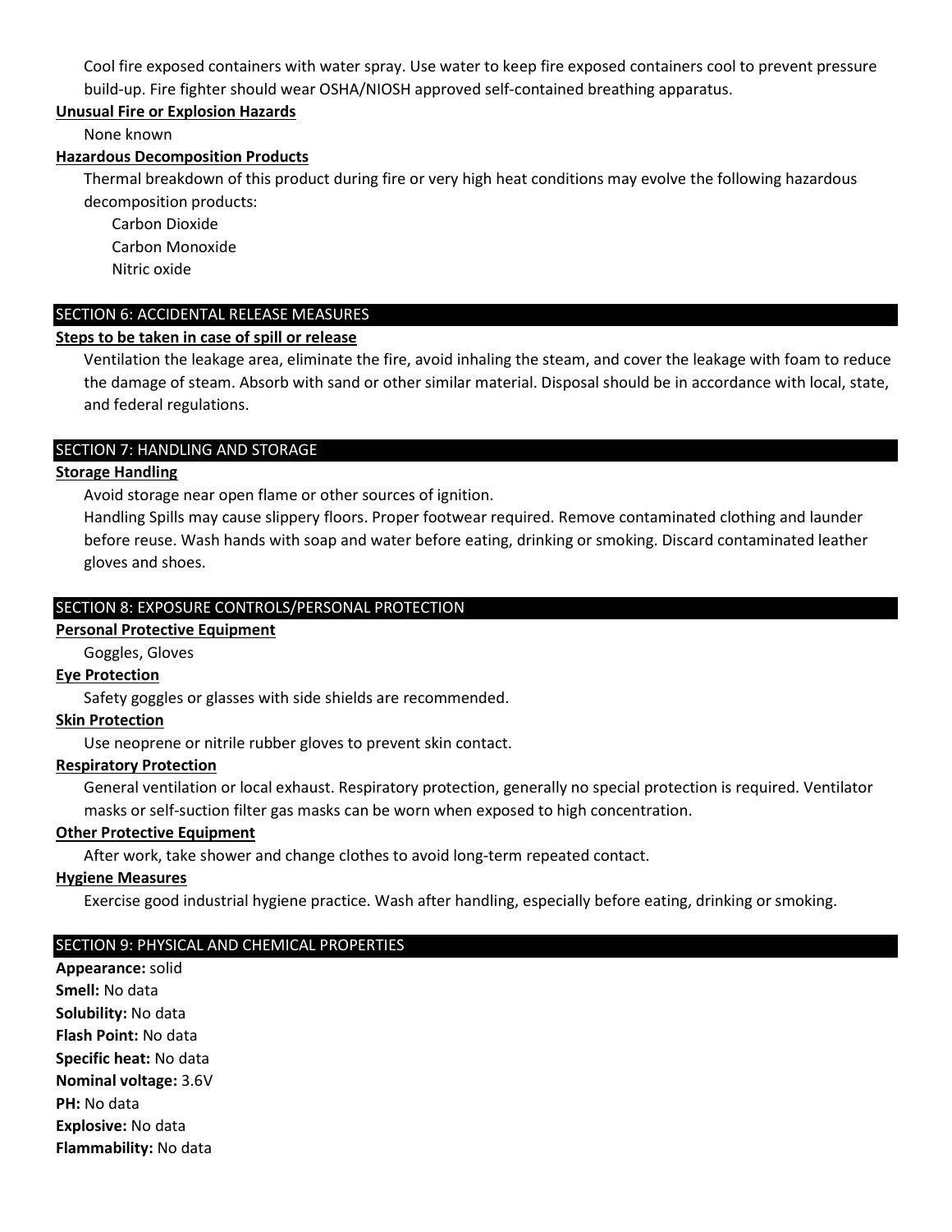Cool fire exposed containers with water spray. Use water to keep fire exposed containers cool to prevent pressure build-up. Fire fighter should wear OSHA/NIOSH approved self-contained breathing apparatus.

**Unusual Fire or Explosion Hazards**

None known

**Hazardous Decomposition Products**

Thermal breakdown of this product during fire or very high heat conditions may evolve the following hazardous decomposition products:

- Carbon Dioxide
- Carbon Monoxide
- Nitric oxide

## SECTION 6: ACCIDENTAL RELEASE MEASURES

**Steps to be taken in case of spill or release**

Ventilation the leakage area, eliminate the fire, avoid inhaling the steam, and cover the leakage with foam to reduce the damage of steam. Absorb with sand or other similar material. Disposal should be in accordance with local, state, and federal regulations.

## SECTION 7: HANDLING AND STORAGE

**Storage Handling**

Avoid storage near open flame or other sources of ignition.

Handling Spills may cause slippery floors. Proper footwear required. Remove contaminated clothing and launder before reuse. Wash hands with soap and water before eating, drinking or smoking. Discard contaminated leather gloves and shoes.

## SECTION 8: EXPOSURE CONTROLS/PERSONAL PROTECTION

**Personal Protective Equipment**

Goggles, Gloves

**Eye Protection**

Safety goggles or glasses with side shields are recommended.

**Skin Protection**

Use neoprene or nitrile rubber gloves to prevent skin contact.

**Respiratory Protection**

General ventilation or local exhaust. Respiratory protection, generally no special protection is required. Ventilator masks or self-suction filter gas masks can be worn when exposed to high concentration.

**Other Protective Equipment**

After work, take shower and change clothes to avoid long-term repeated contact.

**Hygiene Measures**

Exercise good industrial hygiene practice. Wash after handling, especially before eating, drinking or smoking.

## SECTION 9: PHYSICAL AND CHEMICAL PROPERTIES

**Appearance:** solid
**Smell:** No data
**Solubility:** No data
**Flash Point:** No data
**Specific heat:** No data
**Nominal voltage:** 3.6V
**PH:** No data
**Explosive:** No data
**Flammability:** No data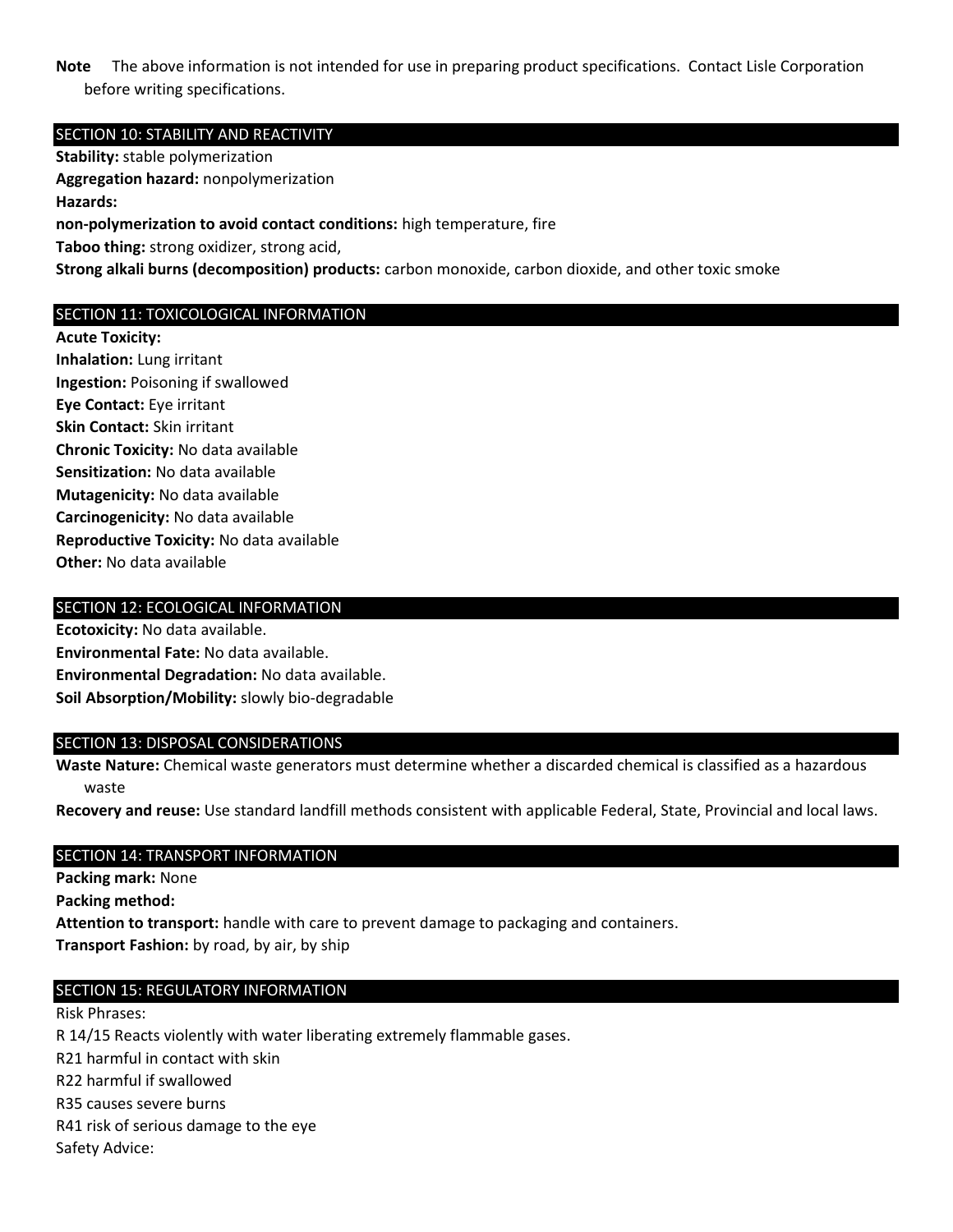**Note** The above information is not intended for use in preparing product specifications. Contact Lisle Corporation before writing specifications.

## SECTION 10: STABILITY AND REACTIVITY

**Stability:** stable polymerization

**Aggregation hazard:** nonpolymerization

**Hazards:**

**non-polymerization to avoid contact conditions:** high temperature, fire

**Taboo thing:** strong oxidizer, strong acid,

**Strong alkali burns (decomposition) products:** carbon monoxide, carbon dioxide, and other toxic smoke

## SECTION 11: TOXICOLOGICAL INFORMATION

**Acute Toxicity:**

**Inhalation:** Lung irritant

**Ingestion:** Poisoning if swallowed

**Eye Contact:** Eye irritant

**Skin Contact:** Skin irritant

**Chronic Toxicity:** No data available

**Sensitization:** No data available

**Mutagenicity:** No data available

**Carcinogenicity:** No data available

**Reproductive Toxicity:** No data available

**Other:** No data available

## SECTION 12: ECOLOGICAL INFORMATION

**Ecotoxicity:** No data available.

**Environmental Fate:** No data available.

**Environmental Degradation:** No data available.

**Soil Absorption/Mobility:** slowly bio-degradable

## SECTION 13: DISPOSAL CONSIDERATIONS

**Waste Nature:** Chemical waste generators must determine whether a discarded chemical is classified as a hazardous waste

**Recovery and reuse:** Use standard landfill methods consistent with applicable Federal, State, Provincial and local laws.

## SECTION 14: TRANSPORT INFORMATION

**Packing mark:** None

**Packing method:**

**Attention to transport:** handle with care to prevent damage to packaging and containers.

**Transport Fashion:** by road, by air, by ship

## SECTION 15: REGULATORY INFORMATION

Risk Phrases:

R 14/15 Reacts violently with water liberating extremely flammable gases.

R21 harmful in contact with skin

R22 harmful if swallowed

R35 causes severe burns

R41 risk of serious damage to the eye

Safety Advice: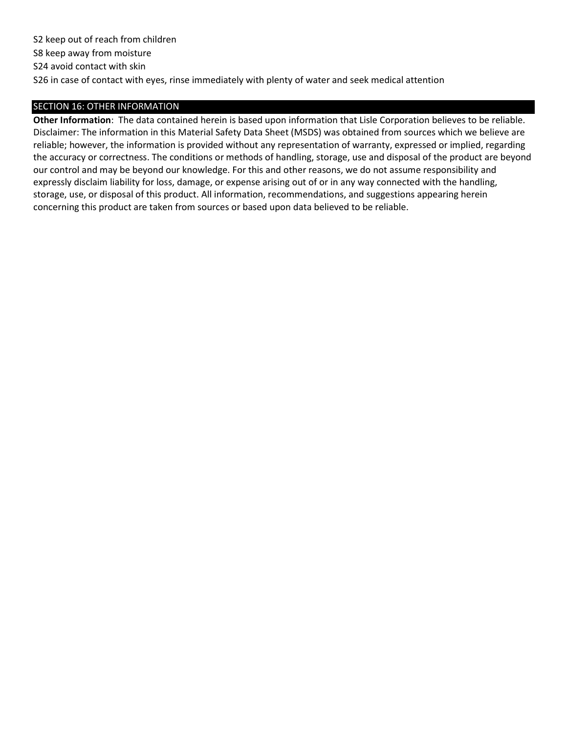S2 keep out of reach from children

S8 keep away from moisture

S24 avoid contact with skin

S26 in case of contact with eyes, rinse immediately with plenty of water and seek medical attention

## SECTION 16: OTHER INFORMATION

**Other Information**: The data contained herein is based upon information that Lisle Corporation believes to be reliable. Disclaimer: The information in this Material Safety Data Sheet (MSDS) was obtained from sources which we believe are reliable; however, the information is provided without any representation of warranty, expressed or implied, regarding the accuracy or correctness. The conditions or methods of handling, storage, use and disposal of the product are beyond our control and may be beyond our knowledge. For this and other reasons, we do not assume responsibility and expressly disclaim liability for loss, damage, or expense arising out of or in any way connected with the handling, storage, use, or disposal of this product. All information, recommendations, and suggestions appearing herein concerning this product are taken from sources or based upon data believed to be reliable.